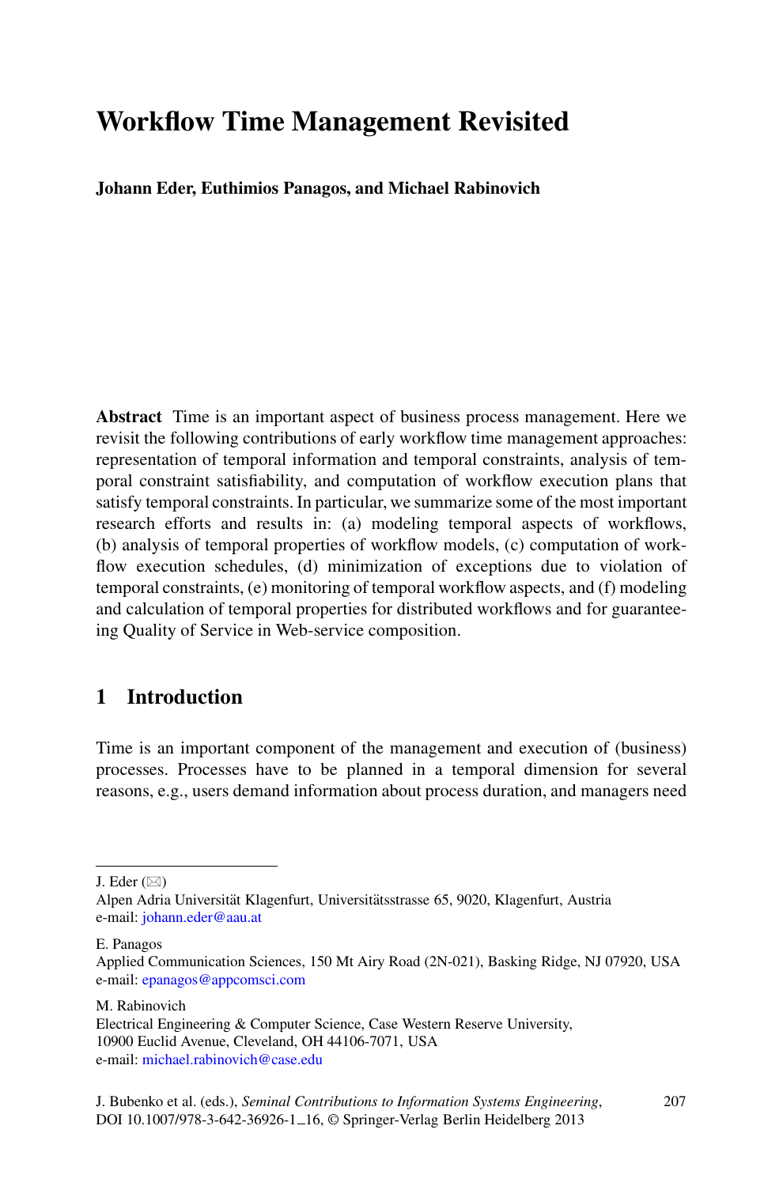# Workflow Time Management Revisited

**Johann Eder, Euthimios Panagos, and Michael Rabinovich**

**Abstract** Time is an important aspect of business process management. Here we revisit the following contributions of early workflow time management approaches: representation of temporal information and temporal constraints, analysis of temporal constraint satisfiability, and computation of workflow execution plans that satisfy temporal constraints. In particular, we summarize some of the most important research efforts and results in: (a) modeling temporal aspects of workflows, (b) analysis of temporal properties of workflow models, (c) computation of workflow execution schedules, (d) minimization of exceptions due to violation of temporal constraints, (e) monitoring of temporal workflow aspects, and (f) modeling and calculation of temporal properties for distributed workflows and for guaranteeing Quality of Service in Web-service composition.

## 1 Introduction

Time is an important component of the management and execution of (business) processes. Processes have to be planned in a temporal dimension for several reasons, e.g., users demand information about process duration, and managers need

---

J. Eder (✉)
Alpen Adria Universität Klagenfurt, Universitätsstrasse 65, 9020, Klagenfurt, Austria
e-mail: johann.eder@aau.at

E. Panagos
Applied Communication Sciences, 150 Mt Airy Road (2N-021), Basking Ridge, NJ 07920, USA
e-mail: epanagos@appcomsci.com

M. Rabinovich
Electrical Engineering & Computer Science, Case Western Reserve University, 10900 Euclid Avenue, Cleveland, OH 44106-7071, USA
e-mail: michael.rabinovich@case.edu

J. Bubenko et al. (eds.), *Seminal Contributions to Information Systems Engineering*, DOI 10.1007/978-3-642-36926-1_16, © Springer-Verlag Berlin Heidelberg 2013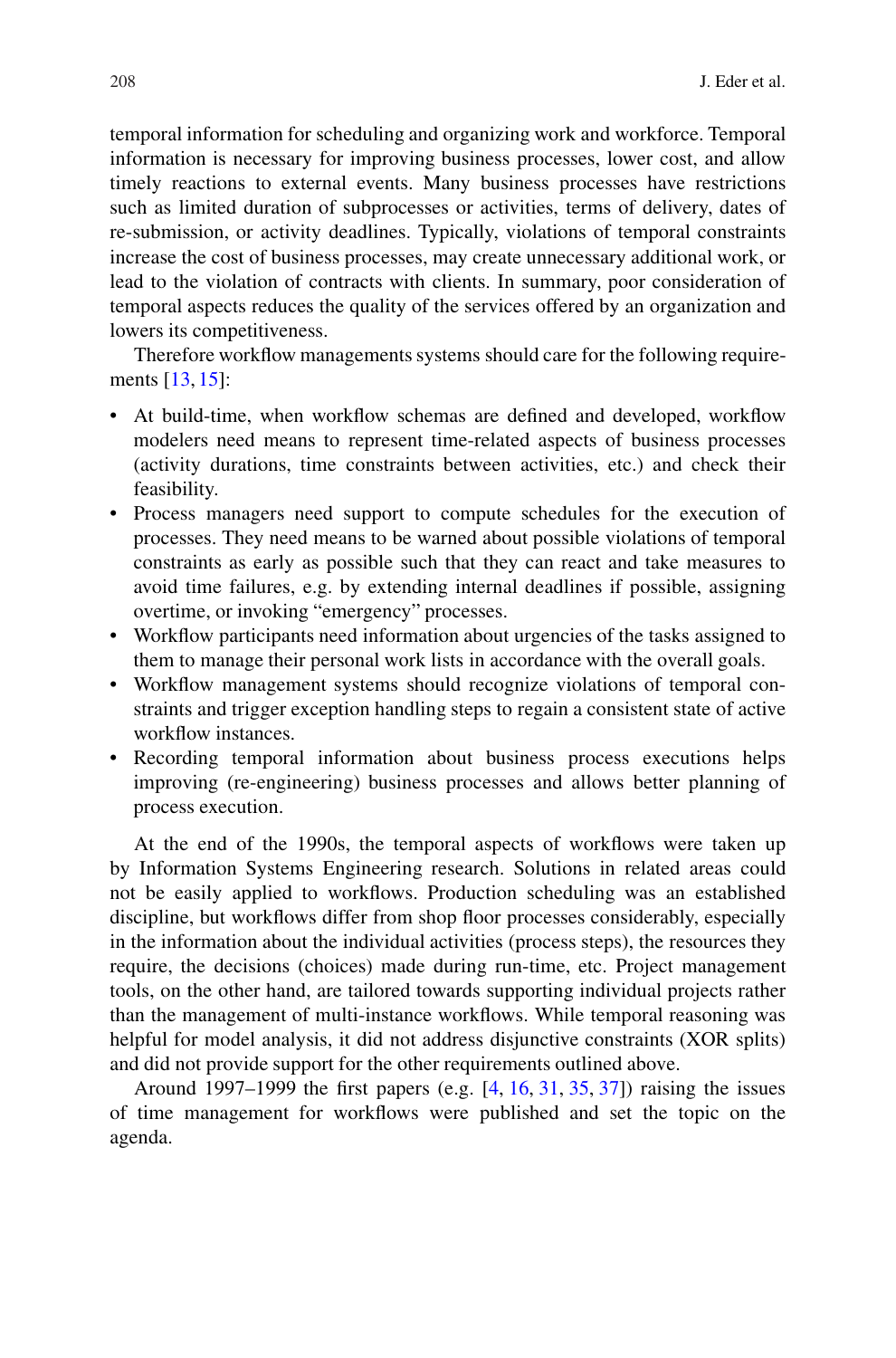temporal information for scheduling and organizing work and workforce. Temporal information is necessary for improving business processes, lower cost, and allow timely reactions to external events. Many business processes have restrictions such as limited duration of subprocesses or activities, terms of delivery, dates of re-submission, or activity deadlines. Typically, violations of temporal constraints increase the cost of business processes, may create unnecessary additional work, or lead to the violation of contracts with clients. In summary, poor consideration of temporal aspects reduces the quality of the services offered by an organization and lowers its competitiveness.

Therefore workflow managements systems should care for the following requirements [13, 15]:

- At build-time, when workflow schemas are defined and developed, workflow modelers need means to represent time-related aspects of business processes (activity durations, time constraints between activities, etc.) and check their feasibility.
- Process managers need support to compute schedules for the execution of processes. They need means to be warned about possible violations of temporal constraints as early as possible such that they can react and take measures to avoid time failures, e.g. by extending internal deadlines if possible, assigning overtime, or invoking "emergency" processes.
- Workflow participants need information about urgencies of the tasks assigned to them to manage their personal work lists in accordance with the overall goals.
- Workflow management systems should recognize violations of temporal constraints and trigger exception handling steps to regain a consistent state of active workflow instances.
- Recording temporal information about business process executions helps improving (re-engineering) business processes and allows better planning of process execution.

At the end of the 1990s, the temporal aspects of workflows were taken up by Information Systems Engineering research. Solutions in related areas could not be easily applied to workflows. Production scheduling was an established discipline, but workflows differ from shop floor processes considerably, especially in the information about the individual activities (process steps), the resources they require, the decisions (choices) made during run-time, etc. Project management tools, on the other hand, are tailored towards supporting individual projects rather than the management of multi-instance workflows. While temporal reasoning was helpful for model analysis, it did not address disjunctive constraints (XOR splits) and did not provide support for the other requirements outlined above.

Around 1997–1999 the first papers (e.g. [4, 16, 31, 35, 37]) raising the issues of time management for workflows were published and set the topic on the agenda.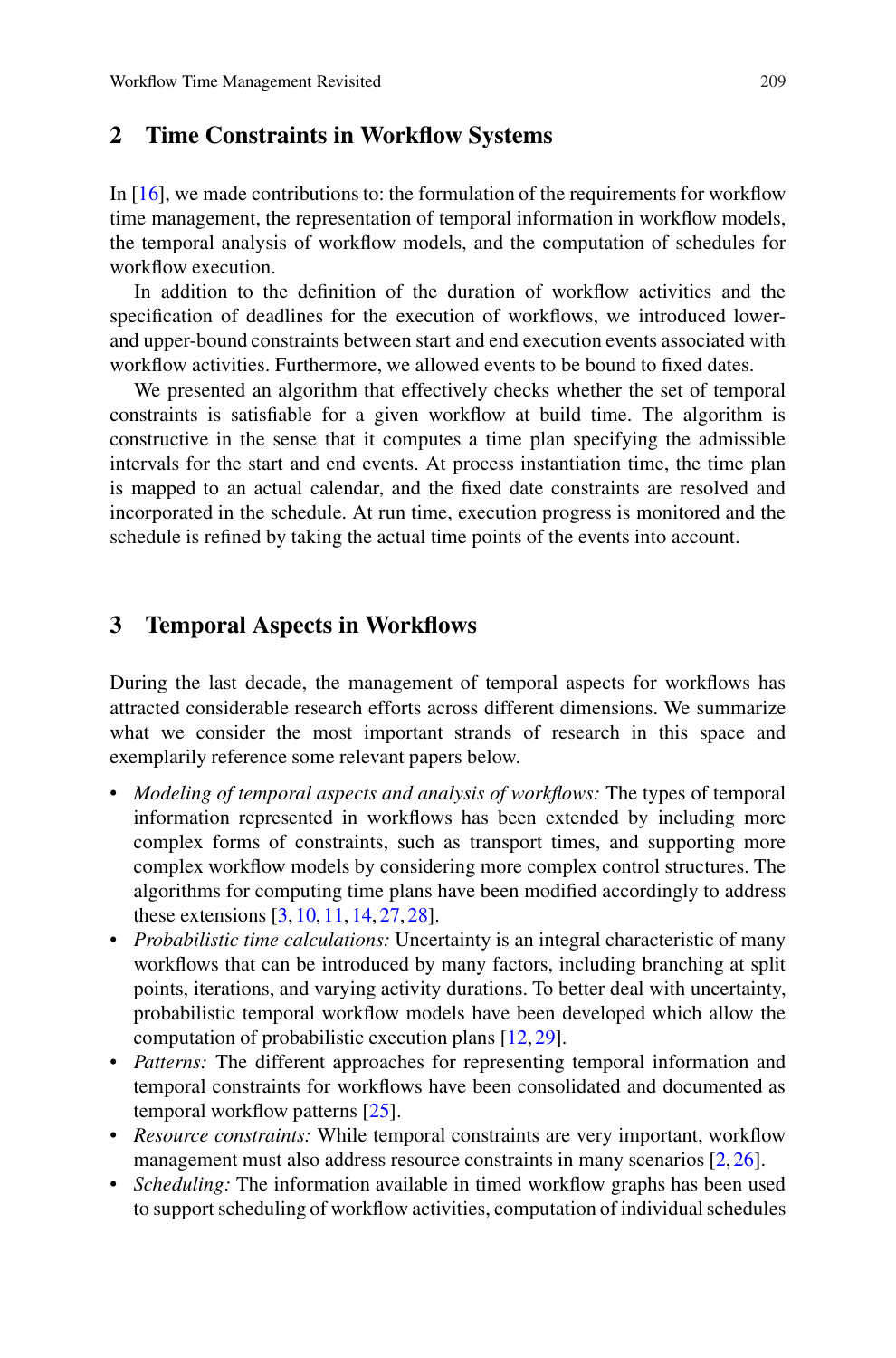## 2 Time Constraints in Workflow Systems

In [16], we made contributions to: the formulation of the requirements for workflow time management, the representation of temporal information in workflow models, the temporal analysis of workflow models, and the computation of schedules for workflow execution.

In addition to the definition of the duration of workflow activities and the specification of deadlines for the execution of workflows, we introduced lower- and upper-bound constraints between start and end execution events associated with workflow activities. Furthermore, we allowed events to be bound to fixed dates.

We presented an algorithm that effectively checks whether the set of temporal constraints is satisfiable for a given workflow at build time. The algorithm is constructive in the sense that it computes a time plan specifying the admissible intervals for the start and end events. At process instantiation time, the time plan is mapped to an actual calendar, and the fixed date constraints are resolved and incorporated in the schedule. At run time, execution progress is monitored and the schedule is refined by taking the actual time points of the events into account.

## 3 Temporal Aspects in Workflows

During the last decade, the management of temporal aspects for workflows has attracted considerable research efforts across different dimensions. We summarize what we consider the most important strands of research in this space and exemplarily reference some relevant papers below.

- *Modeling of temporal aspects and analysis of workflows:* The types of temporal information represented in workflows has been extended by including more complex forms of constraints, such as transport times, and supporting more complex workflow models by considering more complex control structures. The algorithms for computing time plans have been modified accordingly to address these extensions [3, 10, 11, 14, 27, 28].
- *Probabilistic time calculations:* Uncertainty is an integral characteristic of many workflows that can be introduced by many factors, including branching at split points, iterations, and varying activity durations. To better deal with uncertainty, probabilistic temporal workflow models have been developed which allow the computation of probabilistic execution plans [12, 29].
- *Patterns:* The different approaches for representing temporal information and temporal constraints for workflows have been consolidated and documented as temporal workflow patterns [25].
- *Resource constraints:* While temporal constraints are very important, workflow management must also address resource constraints in many scenarios [2, 26].
- *Scheduling:* The information available in timed workflow graphs has been used to support scheduling of workflow activities, computation of individual schedules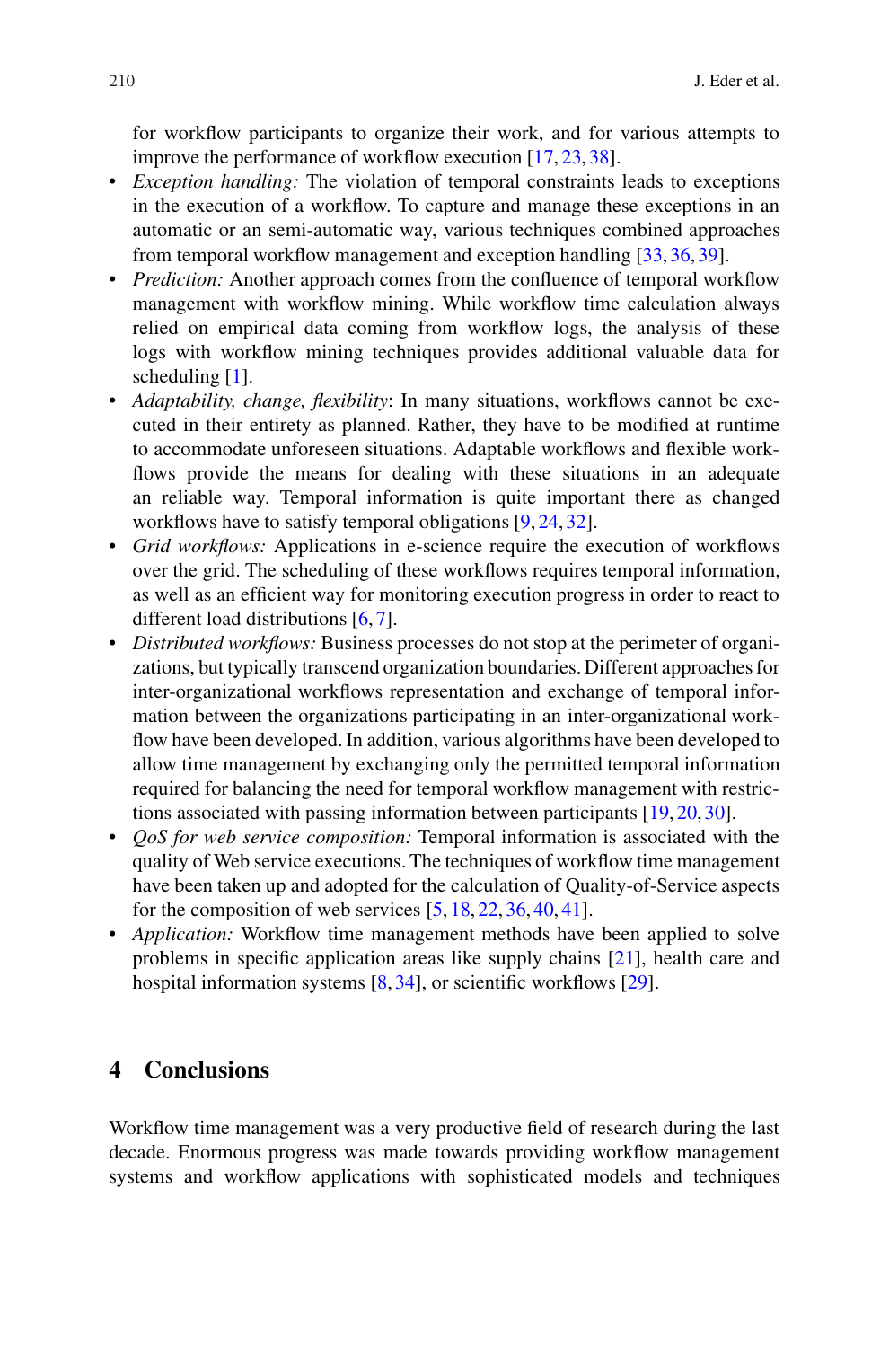for workflow participants to organize their work, and for various attempts to improve the performance of workflow execution [17, 23, 38].

- *Exception handling:* The violation of temporal constraints leads to exceptions in the execution of a workflow. To capture and manage these exceptions in an automatic or an semi-automatic way, various techniques combined approaches from temporal workflow management and exception handling [33, 36, 39].
- *Prediction:* Another approach comes from the confluence of temporal workflow management with workflow mining. While workflow time calculation always relied on empirical data coming from workflow logs, the analysis of these logs with workflow mining techniques provides additional valuable data for scheduling [1].
- *Adaptability, change, flexibility*: In many situations, workflows cannot be executed in their entirety as planned. Rather, they have to be modified at runtime to accommodate unforeseen situations. Adaptable workflows and flexible workflows provide the means for dealing with these situations in an adequate an reliable way. Temporal information is quite important there as changed workflows have to satisfy temporal obligations [9, 24, 32].
- *Grid workflows:* Applications in e-science require the execution of workflows over the grid. The scheduling of these workflows requires temporal information, as well as an efficient way for monitoring execution progress in order to react to different load distributions [6, 7].
- *Distributed workflows:* Business processes do not stop at the perimeter of organizations, but typically transcend organization boundaries. Different approaches for inter-organizational workflows representation and exchange of temporal information between the organizations participating in an inter-organizational workflow have been developed. In addition, various algorithms have been developed to allow time management by exchanging only the permitted temporal information required for balancing the need for temporal workflow management with restrictions associated with passing information between participants [19, 20, 30].
- *QoS for web service composition:* Temporal information is associated with the quality of Web service executions. The techniques of workflow time management have been taken up and adopted for the calculation of Quality-of-Service aspects for the composition of web services [5, 18, 22, 36, 40, 41].
- *Application:* Workflow time management methods have been applied to solve problems in specific application areas like supply chains [21], health care and hospital information systems [8, 34], or scientific workflows [29].

## 4 Conclusions

Workflow time management was a very productive field of research during the last decade. Enormous progress was made towards providing workflow management systems and workflow applications with sophisticated models and techniques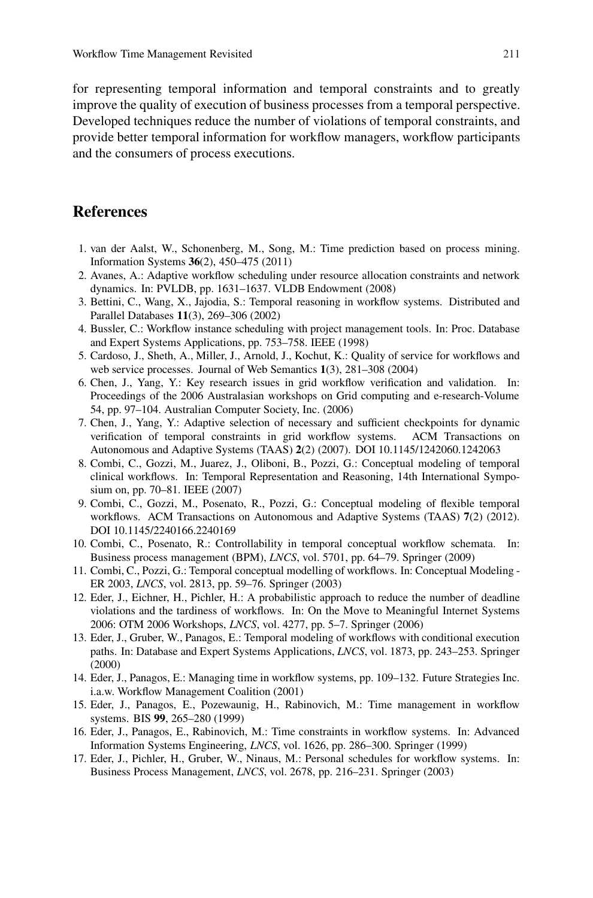for representing temporal information and temporal constraints and to greatly improve the quality of execution of business processes from a temporal perspective. Developed techniques reduce the number of violations of temporal constraints, and provide better temporal information for workflow managers, workflow participants and the consumers of process executions.

## References

1. van der Aalst, W., Schonenberg, M., Song, M.: Time prediction based on process mining. Information Systems **36**(2), 450–475 (2011)
2. Avanes, A.: Adaptive workflow scheduling under resource allocation constraints and network dynamics. In: PVLDB, pp. 1631–1637. VLDB Endowment (2008)
3. Bettini, C., Wang, X., Jajodia, S.: Temporal reasoning in workflow systems. Distributed and Parallel Databases **11**(3), 269–306 (2002)
4. Bussler, C.: Workflow instance scheduling with project management tools. In: Proc. Database and Expert Systems Applications, pp. 753–758. IEEE (1998)
5. Cardoso, J., Sheth, A., Miller, J., Arnold, J., Kochut, K.: Quality of service for workflows and web service processes. Journal of Web Semantics **1**(3), 281–308 (2004)
6. Chen, J., Yang, Y.: Key research issues in grid workflow verification and validation. In: Proceedings of the 2006 Australasian workshops on Grid computing and e-research-Volume 54, pp. 97–104. Australian Computer Society, Inc. (2006)
7. Chen, J., Yang, Y.: Adaptive selection of necessary and sufficient checkpoints for dynamic verification of temporal constraints in grid workflow systems. ACM Transactions on Autonomous and Adaptive Systems (TAAS) **2**(2) (2007). DOI 10.1145/1242060.1242063
8. Combi, C., Gozzi, M., Juarez, J., Oliboni, B., Pozzi, G.: Conceptual modeling of temporal clinical workflows. In: Temporal Representation and Reasoning, 14th International Symposium on, pp. 70–81. IEEE (2007)
9. Combi, C., Gozzi, M., Posenato, R., Pozzi, G.: Conceptual modeling of flexible temporal workflows. ACM Transactions on Autonomous and Adaptive Systems (TAAS) **7**(2) (2012). DOI 10.1145/2240166.2240169
10. Combi, C., Posenato, R.: Controllability in temporal conceptual workflow schemata. In: Business process management (BPM), *LNCS*, vol. 5701, pp. 64–79. Springer (2009)
11. Combi, C., Pozzi, G.: Temporal conceptual modelling of workflows. In: Conceptual Modeling - ER 2003, *LNCS*, vol. 2813, pp. 59–76. Springer (2003)
12. Eder, J., Eichner, H., Pichler, H.: A probabilistic approach to reduce the number of deadline violations and the tardiness of workflows. In: On the Move to Meaningful Internet Systems 2006: OTM 2006 Workshops, *LNCS*, vol. 4277, pp. 5–7. Springer (2006)
13. Eder, J., Gruber, W., Panagos, E.: Temporal modeling of workflows with conditional execution paths. In: Database and Expert Systems Applications, *LNCS*, vol. 1873, pp. 243–253. Springer (2000)
14. Eder, J., Panagos, E.: Managing time in workflow systems, pp. 109–132. Future Strategies Inc. i.a.w. Workflow Management Coalition (2001)
15. Eder, J., Panagos, E., Pozewaunig, H., Rabinovich, M.: Time management in workflow systems. BIS **99**, 265–280 (1999)
16. Eder, J., Panagos, E., Rabinovich, M.: Time constraints in workflow systems. In: Advanced Information Systems Engineering, *LNCS*, vol. 1626, pp. 286–300. Springer (1999)
17. Eder, J., Pichler, H., Gruber, W., Ninaus, M.: Personal schedules for workflow systems. In: Business Process Management, *LNCS*, vol. 2678, pp. 216–231. Springer (2003)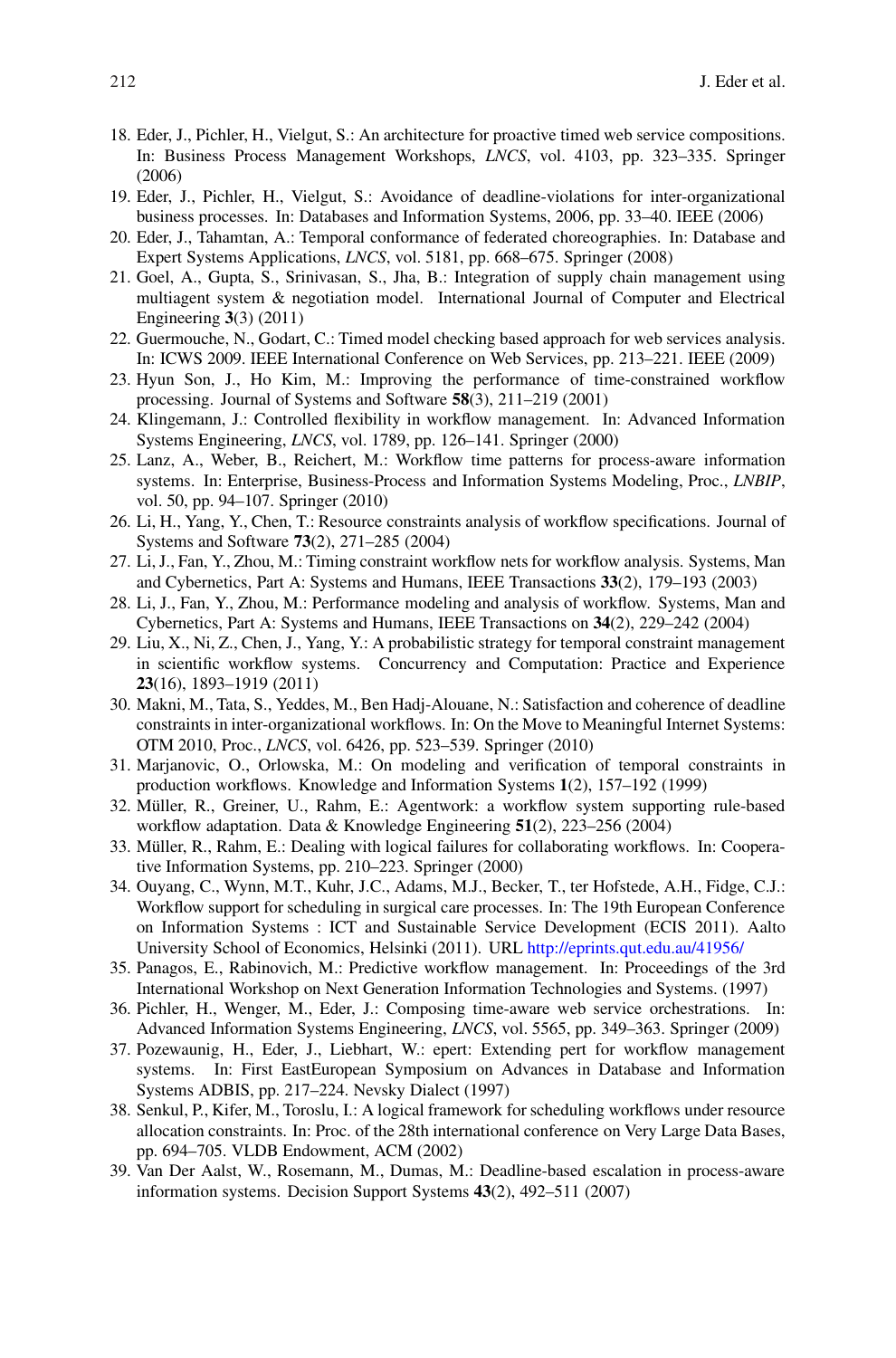18. Eder, J., Pichler, H., Vielgut, S.: An architecture for proactive timed web service compositions. In: Business Process Management Workshops, *LNCS*, vol. 4103, pp. 323–335. Springer (2006)
19. Eder, J., Pichler, H., Vielgut, S.: Avoidance of deadline-violations for inter-organizational business processes. In: Databases and Information Systems, 2006, pp. 33–40. IEEE (2006)
20. Eder, J., Tahamtan, A.: Temporal conformance of federated choreographies. In: Database and Expert Systems Applications, *LNCS*, vol. 5181, pp. 668–675. Springer (2008)
21. Goel, A., Gupta, S., Srinivasan, S., Jha, B.: Integration of supply chain management using multiagent system & negotiation model. International Journal of Computer and Electrical Engineering **3**(3) (2011)
22. Guermouche, N., Godart, C.: Timed model checking based approach for web services analysis. In: ICWS 2009. IEEE International Conference on Web Services, pp. 213–221. IEEE (2009)
23. Hyun Son, J., Ho Kim, M.: Improving the performance of time-constrained workflow processing. Journal of Systems and Software **58**(3), 211–219 (2001)
24. Klingemann, J.: Controlled flexibility in workflow management. In: Advanced Information Systems Engineering, *LNCS*, vol. 1789, pp. 126–141. Springer (2000)
25. Lanz, A., Weber, B., Reichert, M.: Workflow time patterns for process-aware information systems. In: Enterprise, Business-Process and Information Systems Modeling, Proc., *LNBIP*, vol. 50, pp. 94–107. Springer (2010)
26. Li, H., Yang, Y., Chen, T.: Resource constraints analysis of workflow specifications. Journal of Systems and Software **73**(2), 271–285 (2004)
27. Li, J., Fan, Y., Zhou, M.: Timing constraint workflow nets for workflow analysis. Systems, Man and Cybernetics, Part A: Systems and Humans, IEEE Transactions **33**(2), 179–193 (2003)
28. Li, J., Fan, Y., Zhou, M.: Performance modeling and analysis of workflow. Systems, Man and Cybernetics, Part A: Systems and Humans, IEEE Transactions on **34**(2), 229–242 (2004)
29. Liu, X., Ni, Z., Chen, J., Yang, Y.: A probabilistic strategy for temporal constraint management in scientific workflow systems. Concurrency and Computation: Practice and Experience **23**(16), 1893–1919 (2011)
30. Makni, M., Tata, S., Yeddes, M., Ben Hadj-Alouane, N.: Satisfaction and coherence of deadline constraints in inter-organizational workflows. In: On the Move to Meaningful Internet Systems: OTM 2010, Proc., *LNCS*, vol. 6426, pp. 523–539. Springer (2010)
31. Marjanovic, O., Orlowska, M.: On modeling and verification of temporal constraints in production workflows. Knowledge and Information Systems **1**(2), 157–192 (1999)
32. Müller, R., Greiner, U., Rahm, E.: Agentwork: a workflow system supporting rule-based workflow adaptation. Data & Knowledge Engineering **51**(2), 223–256 (2004)
33. Müller, R., Rahm, E.: Dealing with logical failures for collaborating workflows. In: Cooperative Information Systems, pp. 210–223. Springer (2000)
34. Ouyang, C., Wynn, M.T., Kuhr, J.C., Adams, M.J., Becker, T., ter Hofstede, A.H., Fidge, C.J.: Workflow support for scheduling in surgical care processes. In: The 19th European Conference on Information Systems : ICT and Sustainable Service Development (ECIS 2011). Aalto University School of Economics, Helsinki (2011). URL http://eprints.qut.edu.au/41956/
35. Panagos, E., Rabinovich, M.: Predictive workflow management. In: Proceedings of the 3rd International Workshop on Next Generation Information Technologies and Systems. (1997)
36. Pichler, H., Wenger, M., Eder, J.: Composing time-aware web service orchestrations. In: Advanced Information Systems Engineering, *LNCS*, vol. 5565, pp. 349–363. Springer (2009)
37. Pozewaunig, H., Eder, J., Liebhart, W.: epert: Extending pert for workflow management systems. In: First EastEuropean Symposium on Advances in Database and Information Systems ADBIS, pp. 217–224. Nevsky Dialect (1997)
38. Senkul, P., Kifer, M., Toroslu, I.: A logical framework for scheduling workflows under resource allocation constraints. In: Proc. of the 28th international conference on Very Large Data Bases, pp. 694–705. VLDB Endowment, ACM (2002)
39. Van Der Aalst, W., Rosemann, M., Dumas, M.: Deadline-based escalation in process-aware information systems. Decision Support Systems **43**(2), 492–511 (2007)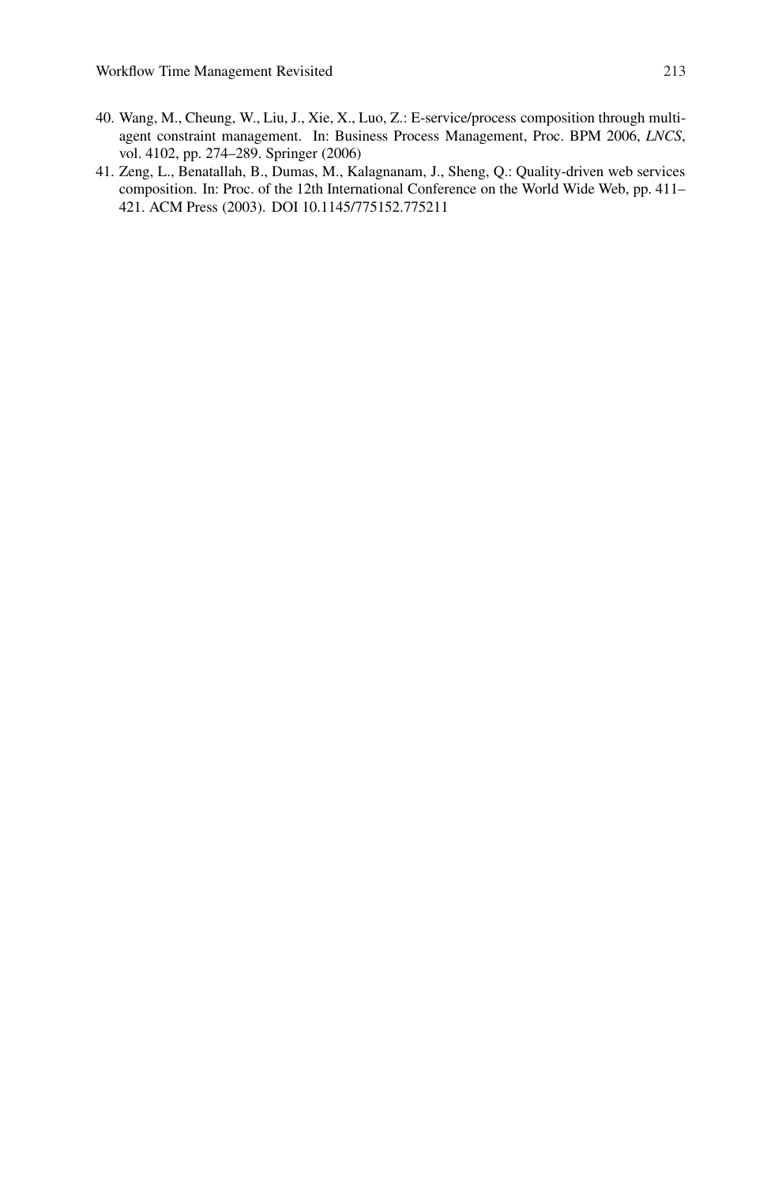40. Wang, M., Cheung, W., Liu, J., Xie, X., Luo, Z.: E-service/process composition through multi-agent constraint management. In: Business Process Management, Proc. BPM 2006, *LNCS*, vol. 4102, pp. 274–289. Springer (2006)
41. Zeng, L., Benatallah, B., Dumas, M., Kalagnanam, J., Sheng, Q.: Quality-driven web services composition. In: Proc. of the 12th International Conference on the World Wide Web, pp. 411–421. ACM Press (2003). DOI 10.1145/775152.775211